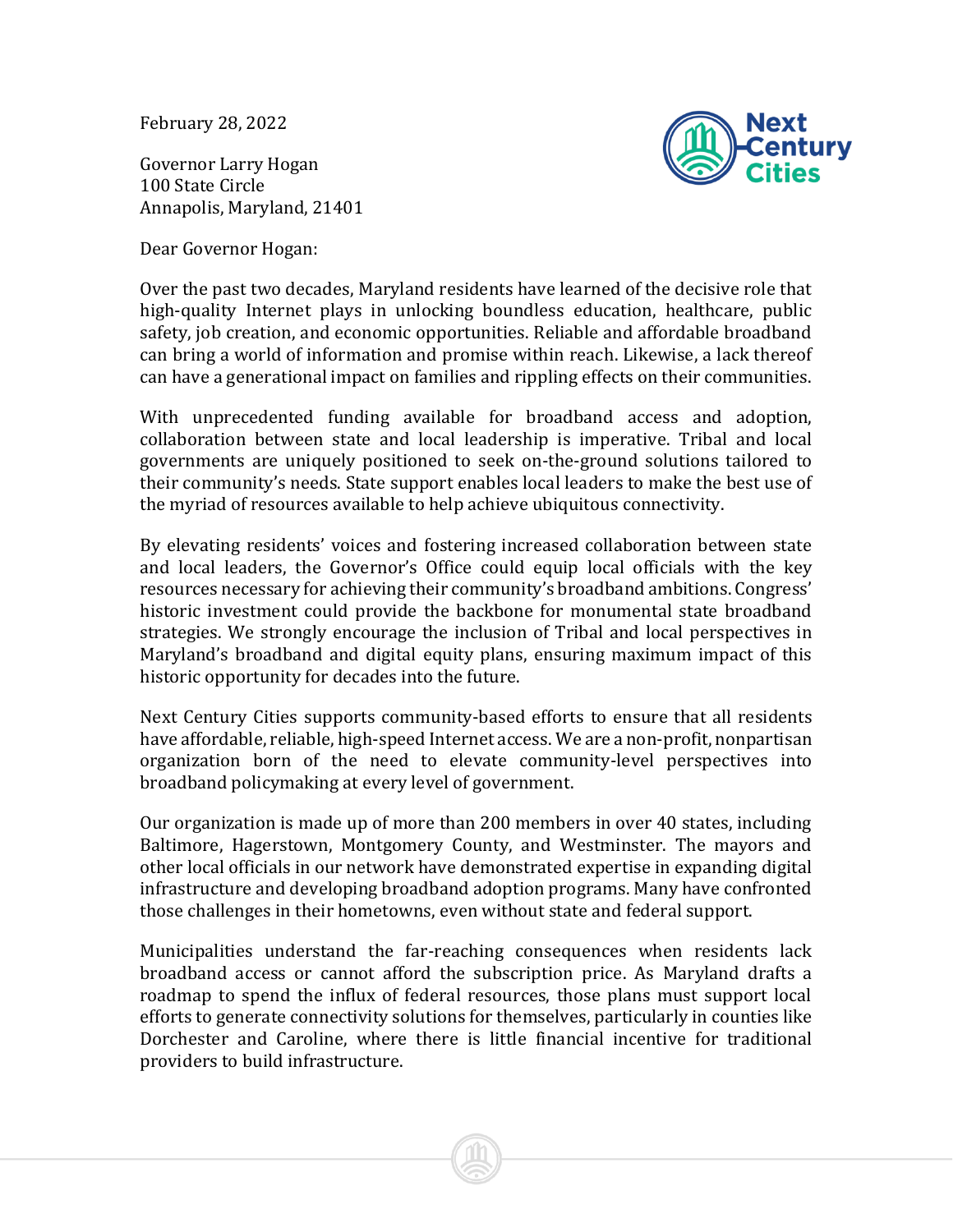February 28, 2022

Governor Larry Hogan
100 State Circle
Annapolis, Maryland, 21401

Dear Governor Hogan:

Over the past two decades, Maryland residents have learned of the decisive role that high-quality Internet plays in unlocking boundless education, healthcare, public safety, job creation, and economic opportunities. Reliable and affordable broadband can bring a world of information and promise within reach. Likewise, a lack thereof can have a generational impact on families and rippling effects on their communities.

With unprecedented funding available for broadband access and adoption, collaboration between state and local leadership is imperative. Tribal and local governments are uniquely positioned to seek on-the-ground solutions tailored to their community's needs. State support enables local leaders to make the best use of the myriad of resources available to help achieve ubiquitous connectivity.

By elevating residents' voices and fostering increased collaboration between state and local leaders, the Governor's Office could equip local officials with the key resources necessary for achieving their community's broadband ambitions. Congress' historic investment could provide the backbone for monumental state broadband strategies. We strongly encourage the inclusion of Tribal and local perspectives in Maryland's broadband and digital equity plans, ensuring maximum impact of this historic opportunity for decades into the future.

Next Century Cities supports community-based efforts to ensure that all residents have affordable, reliable, high-speed Internet access. We are a non-profit, nonpartisan organization born of the need to elevate community-level perspectives into broadband policymaking at every level of government.

Our organization is made up of more than 200 members in over 40 states, including Baltimore, Hagerstown, Montgomery County, and Westminster. The mayors and other local officials in our network have demonstrated expertise in expanding digital infrastructure and developing broadband adoption programs. Many have confronted those challenges in their hometowns, even without state and federal support.

Municipalities understand the far-reaching consequences when residents lack broadband access or cannot afford the subscription price. As Maryland drafts a roadmap to spend the influx of federal resources, those plans must support local efforts to generate connectivity solutions for themselves, particularly in counties like Dorchester and Caroline, where there is little financial incentive for traditional providers to build infrastructure.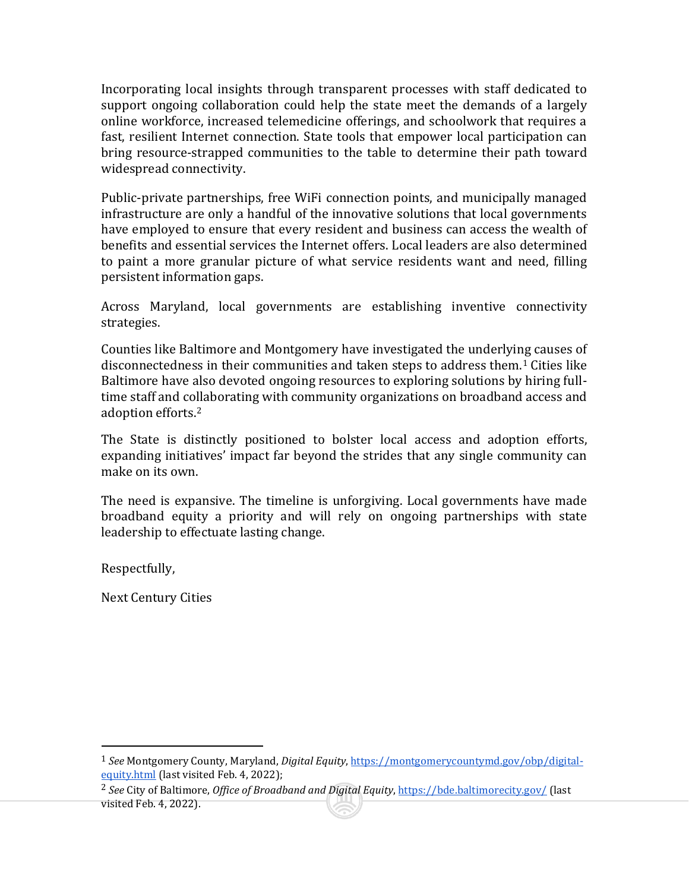Incorporating local insights through transparent processes with staff dedicated to support ongoing collaboration could help the state meet the demands of a largely online workforce, increased telemedicine offerings, and schoolwork that requires a fast, resilient Internet connection. State tools that empower local participation can bring resource-strapped communities to the table to determine their path toward widespread connectivity.

Public-private partnerships, free WiFi connection points, and municipally managed infrastructure are only a handful of the innovative solutions that local governments have employed to ensure that every resident and business can access the wealth of benefits and essential services the Internet offers. Local leaders are also determined to paint a more granular picture of what service residents want and need, filling persistent information gaps.

Across Maryland, local governments are establishing inventive connectivity strategies.

Counties like Baltimore and Montgomery have investigated the underlying causes of disconnectedness in their communities and taken steps to address them.[1] Cities like Baltimore have also devoted ongoing resources to exploring solutions by hiring full-time staff and collaborating with community organizations on broadband access and adoption efforts.[2]

The State is distinctly positioned to bolster local access and adoption efforts, expanding initiatives' impact far beyond the strides that any single community can make on its own.

The need is expansive. The timeline is unforgiving. Local governments have made broadband equity a priority and will rely on ongoing partnerships with state leadership to effectuate lasting change.

Respectfully,

Next Century Cities

---

[1] *See* Montgomery County, Maryland, *Digital Equity*, https://montgomerycountymd.gov/obp/digital-equity.html (last visited Feb. 4, 2022);

[2] *See* City of Baltimore, *Office of Broadband and Digital Equity*, https://bde.baltimorecity.gov/ (last visited Feb. 4, 2022).